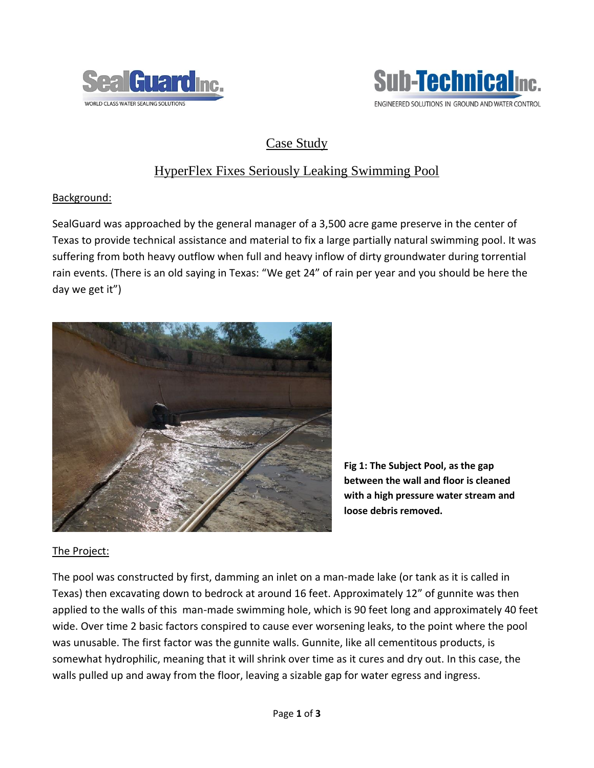SealGuard Inc. — WORLD CLASS WATER SEALING SOLUTIONS

Sub-Technical Inc. — ENGINEERED SOLUTIONS IN GROUND AND WATER CONTROL

# Case Study

## HyperFlex Fixes Seriously Leaking Swimming Pool

### Background:

SealGuard was approached by the general manager of a 3,500 acre game preserve in the center of Texas to provide technical assistance and material to fix a large partially natural swimming pool. It was suffering from both heavy outflow when full and heavy inflow of dirty groundwater during torrential rain events. (There is an old saying in Texas: "We get 24" of rain per year and you should be here the day we get it")

**Fig 1: The Subject Pool, as the gap between the wall and floor is cleaned with a high pressure water stream and loose debris removed.**

### The Project:

The pool was constructed by first, damming an inlet on a man-made lake (or tank as it is called in Texas) then excavating down to bedrock at around 16 feet. Approximately 12" of gunnite was then applied to the walls of this man-made swimming hole, which is 90 feet long and approximately 40 feet wide. Over time 2 basic factors conspired to cause ever worsening leaks, to the point where the pool was unusable. The first factor was the gunnite walls. Gunnite, like all cementitous products, is somewhat hydrophilic, meaning that it will shrink over time as it cures and dry out. In this case, the walls pulled up and away from the floor, leaving a sizable gap for water egress and ingress.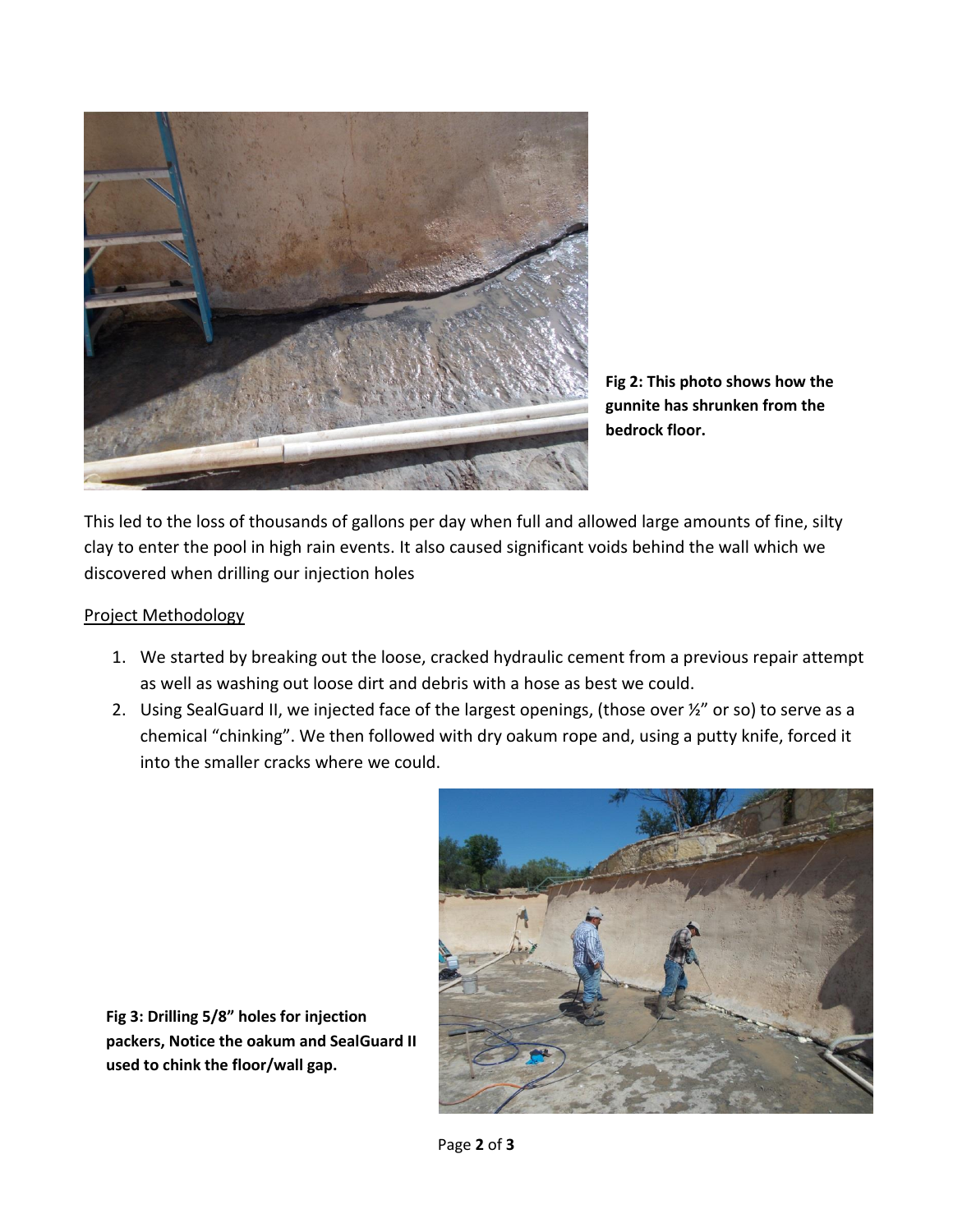**Fig 2: This photo shows how the gunnite has shrunken from the bedrock floor.**

This led to the loss of thousands of gallons per day when full and allowed large amounts of fine, silty clay to enter the pool in high rain events. It also caused significant voids behind the wall which we discovered when drilling our injection holes

Project Methodology

1. We started by breaking out the loose, cracked hydraulic cement from a previous repair attempt as well as washing out loose dirt and debris with a hose as best we could.
2. Using SealGuard II, we injected face of the largest openings, (those over ½" or so) to serve as a chemical "chinking". We then followed with dry oakum rope and, using a putty knife, forced it into the smaller cracks where we could.

**Fig 3: Drilling 5/8" holes for injection packers, Notice the oakum and SealGuard II used to chink the floor/wall gap.**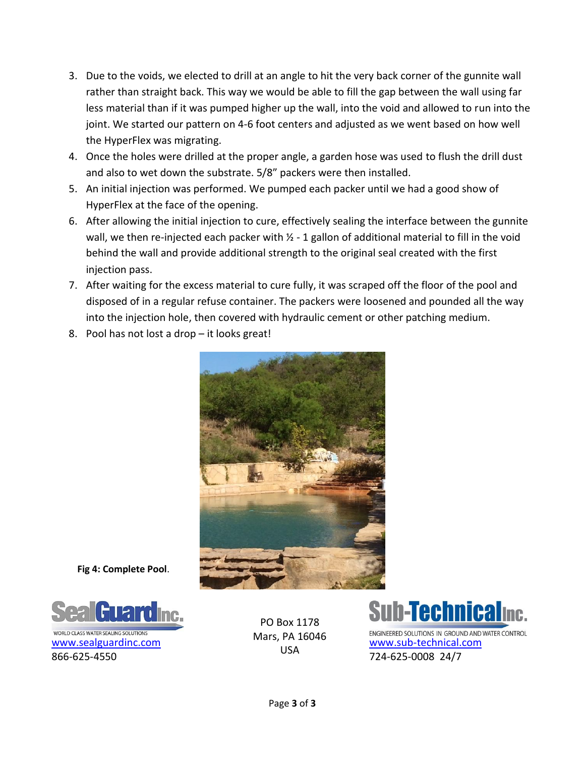3. Due to the voids, we elected to drill at an angle to hit the very back corner of the gunnite wall rather than straight back. This way we would be able to fill the gap between the wall using far less material than if it was pumped higher up the wall, into the void and allowed to run into the joint. We started our pattern on 4-6 foot centers and adjusted as we went based on how well the HyperFlex was migrating.
4. Once the holes were drilled at the proper angle, a garden hose was used to flush the drill dust and also to wet down the substrate. 5/8" packers were then installed.
5. An initial injection was performed. We pumped each packer until we had a good show of HyperFlex at the face of the opening.
6. After allowing the initial injection to cure, effectively sealing the interface between the gunnite wall, we then re-injected each packer with ½ - 1 gallon of additional material to fill in the void behind the wall and provide additional strength to the original seal created with the first injection pass.
7. After waiting for the excess material to cure fully, it was scraped off the floor of the pool and disposed of in a regular refuse container. The packers were loosened and pounded all the way into the injection hole, then covered with hydraulic cement or other patching medium.
8. Pool has not lost a drop – it looks great!

**Fig 4: Complete Pool**.

SealGuard Inc.
WORLD CLASS WATER SEALING SOLUTIONS
www.sealguardinc.com
866-625-4550

PO Box 1178
Mars, PA 16046
USA

Sub-Technical Inc.
ENGINEERED SOLUTIONS IN GROUND AND WATER CONTROL
www.sub-technical.com
724-625-0008 24/7